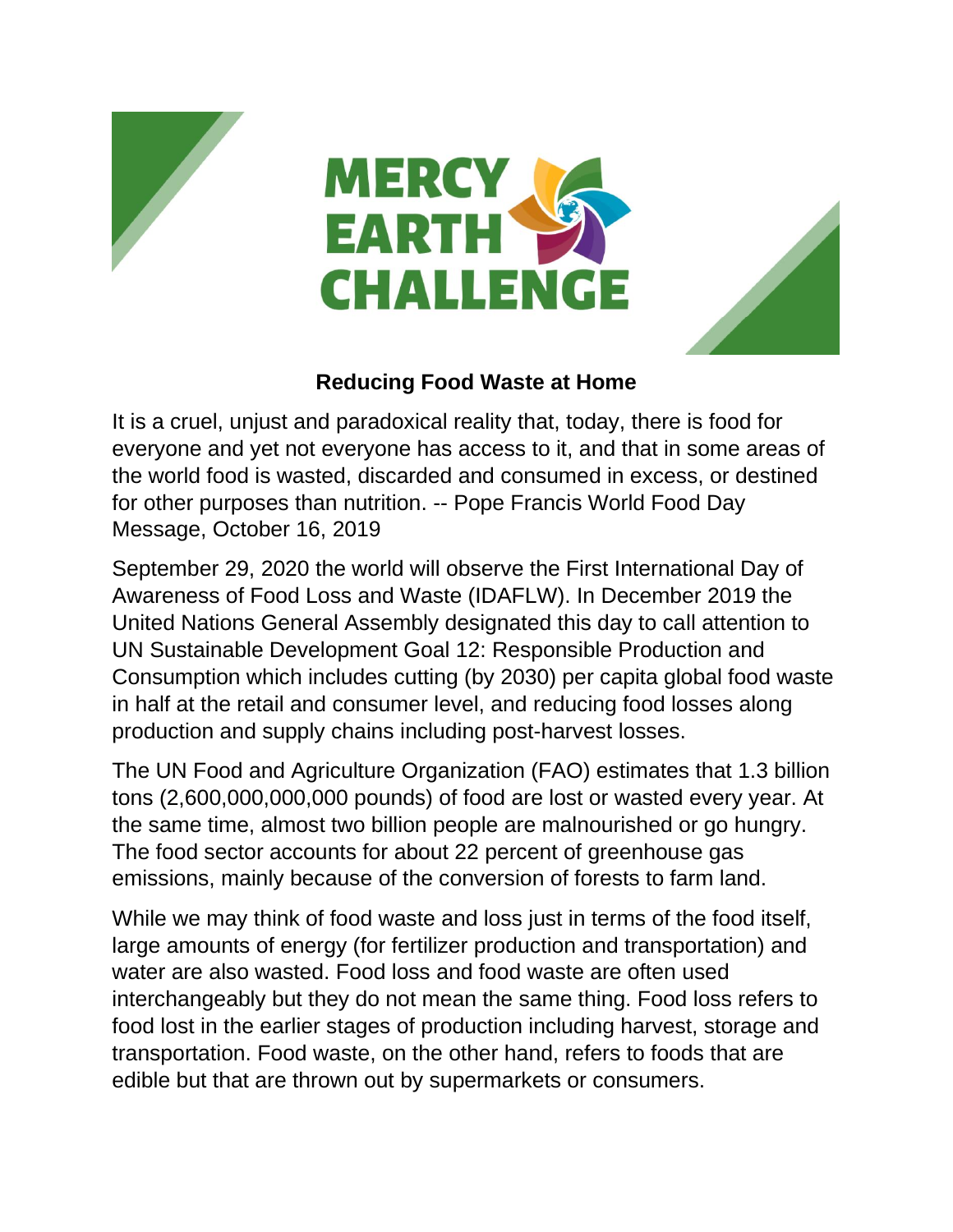# MERCY EARTH CHALLENGE

## Reducing Food Waste at Home

It is a cruel, unjust and paradoxical reality that, today, there is food for everyone and yet not everyone has access to it, and that in some areas of the world food is wasted, discarded and consumed in excess, or destined for other purposes than nutrition. -- Pope Francis World Food Day Message, October 16, 2019

September 29, 2020 the world will observe the First International Day of Awareness of Food Loss and Waste (IDAFLW). In December 2019 the United Nations General Assembly designated this day to call attention to UN Sustainable Development Goal 12: Responsible Production and Consumption which includes cutting (by 2030) per capita global food waste in half at the retail and consumer level, and reducing food losses along production and supply chains including post-harvest losses.

The UN Food and Agriculture Organization (FAO) estimates that 1.3 billion tons (2,600,000,000,000 pounds) of food are lost or wasted every year. At the same time, almost two billion people are malnourished or go hungry. The food sector accounts for about 22 percent of greenhouse gas emissions, mainly because of the conversion of forests to farm land.

While we may think of food waste and loss just in terms of the food itself, large amounts of energy (for fertilizer production and transportation) and water are also wasted. Food loss and food waste are often used interchangeably but they do not mean the same thing. Food loss refers to food lost in the earlier stages of production including harvest, storage and transportation. Food waste, on the other hand, refers to foods that are edible but that are thrown out by supermarkets or consumers.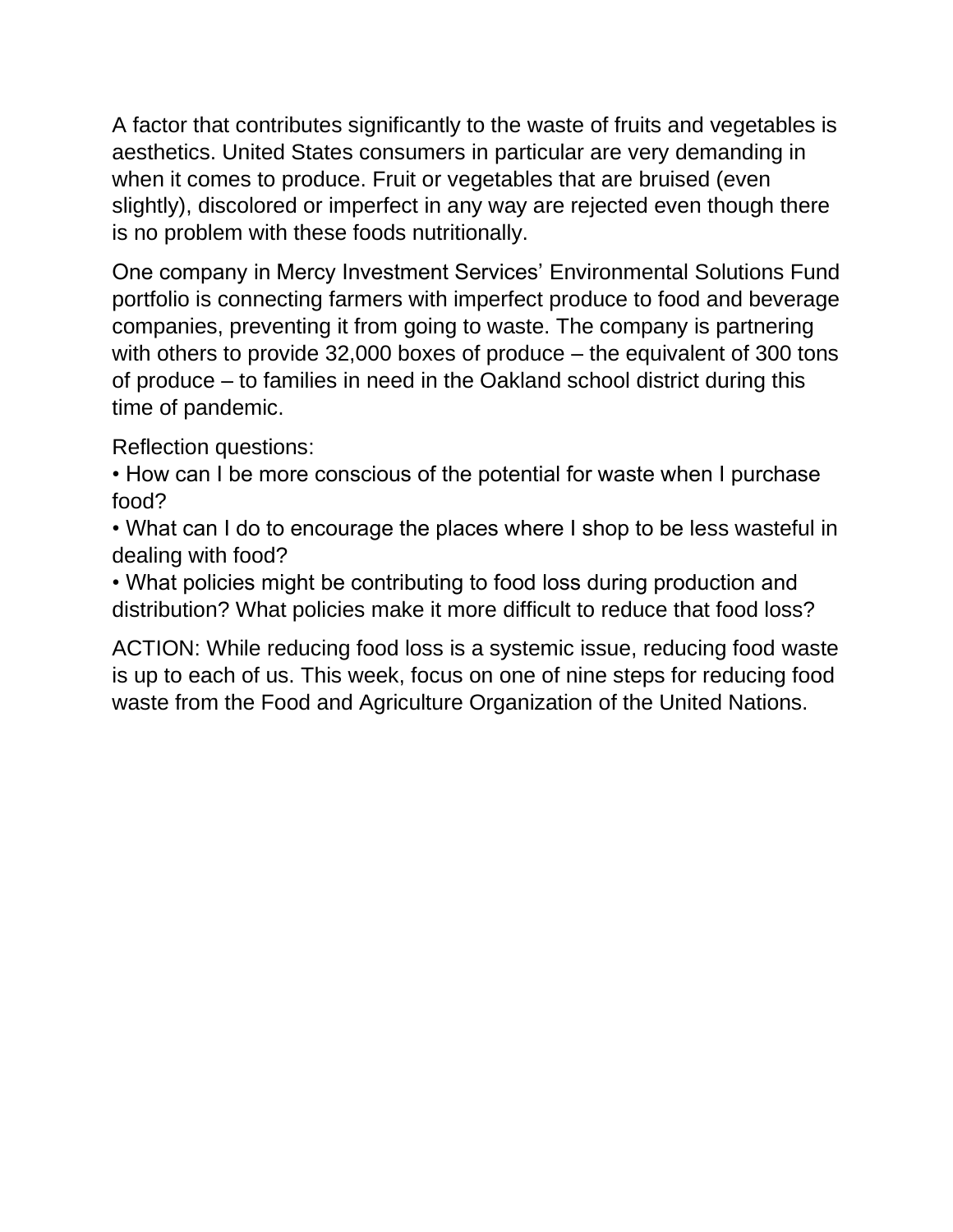A factor that contributes significantly to the waste of fruits and vegetables is aesthetics. United States consumers in particular are very demanding in when it comes to produce. Fruit or vegetables that are bruised (even slightly), discolored or imperfect in any way are rejected even though there is no problem with these foods nutritionally.

One company in Mercy Investment Services' Environmental Solutions Fund portfolio is connecting farmers with imperfect produce to food and beverage companies, preventing it from going to waste. The company is partnering with others to provide 32,000 boxes of produce – the equivalent of 300 tons of produce – to families in need in the Oakland school district during this time of pandemic.

Reflection questions:

- How can I be more conscious of the potential for waste when I purchase food?
- What can I do to encourage the places where I shop to be less wasteful in dealing with food?
- What policies might be contributing to food loss during production and distribution? What policies make it more difficult to reduce that food loss?

ACTION: While reducing food loss is a systemic issue, reducing food waste is up to each of us. This week, focus on one of nine steps for reducing food waste from the Food and Agriculture Organization of the United Nations.